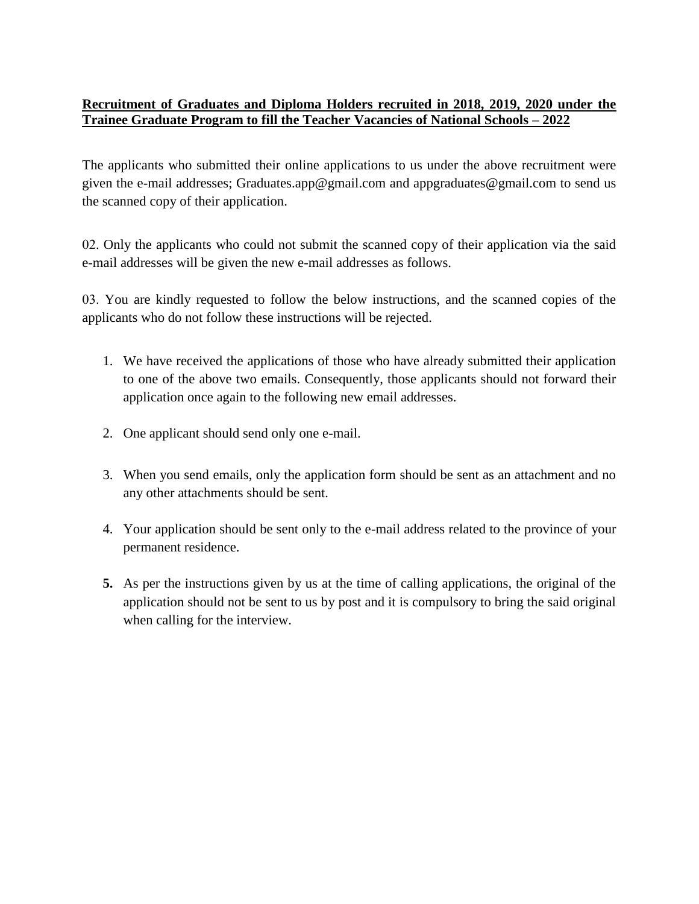**Recruitment of Graduates and Diploma Holders recruited in 2018, 2019, 2020 under the Trainee Graduate Program to fill the Teacher Vacancies of National Schools – 2022**

The applicants who submitted their online applications to us under the above recruitment were given the e-mail addresses; Graduates.app@gmail.com and appgraduates@gmail.com to send us the scanned copy of their application.

02. Only the applicants who could not submit the scanned copy of their application via the said e-mail addresses will be given the new e-mail addresses as follows.

03. You are kindly requested to follow the below instructions, and the scanned copies of the applicants who do not follow these instructions will be rejected.

1. We have received the applications of those who have already submitted their application to one of the above two emails. Consequently, those applicants should not forward their application once again to the following new email addresses.

2. One applicant should send only one e-mail.

3. When you send emails, only the application form should be sent as an attachment and no any other attachments should be sent.

4. Your application should be sent only to the e-mail address related to the province of your permanent residence.

5. As per the instructions given by us at the time of calling applications, the original of the application should not be sent to us by post and it is compulsory to bring the said original when calling for the interview.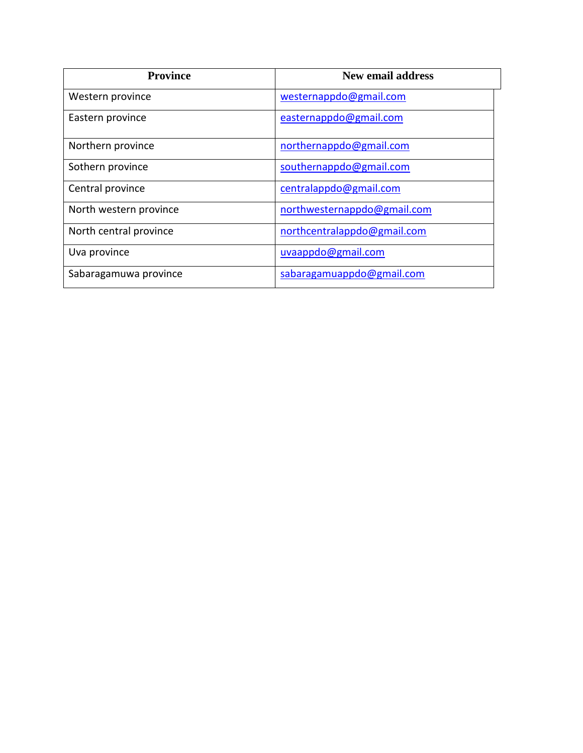| Province | New email address |
|---|---|
| Western province | westernappdo@gmail.com |
| Eastern province | easternappdo@gmail.com |
| Northern province | northernappdo@gmail.com |
| Sothern province | southernappdo@gmail.com |
| Central province | centralappdo@gmail.com |
| North western province | northwesternappdo@gmail.com |
| North central province | northcentralappdo@gmail.com |
| Uva province | uvaappdo@gmail.com |
| Sabaragamuwa province | sabaragamuappdo@gmail.com |